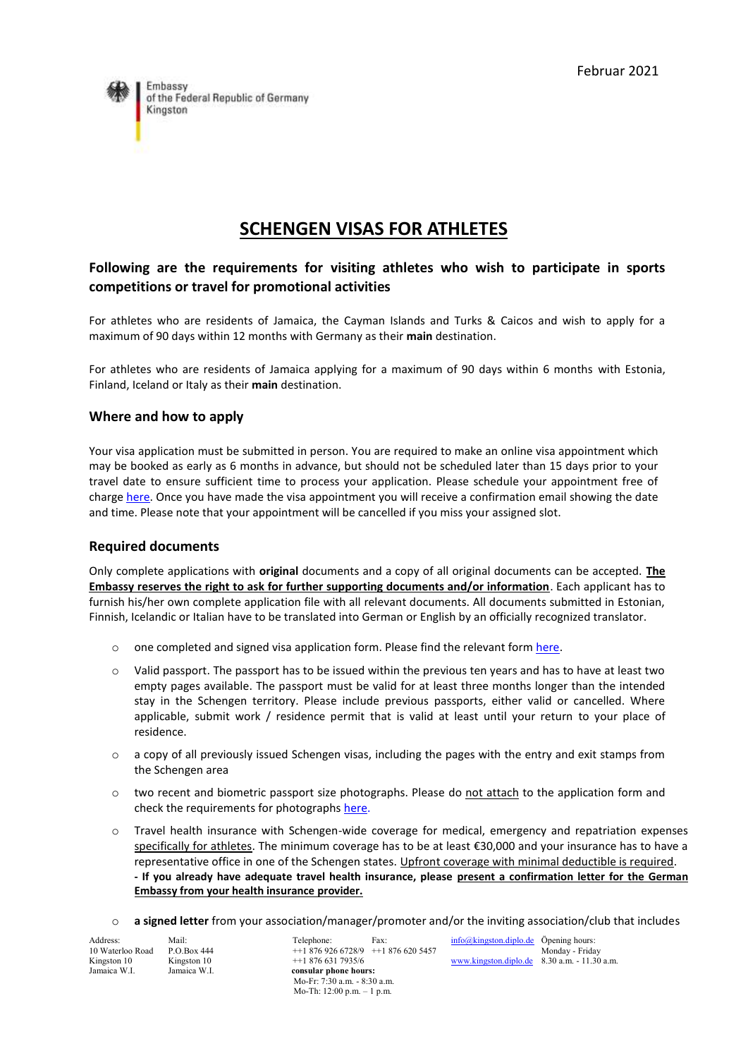Februar 2021

Embassy
of the Federal Republic of Germany
Kingston

# SCHENGEN VISAS FOR ATHLETES

## Following are the requirements for visiting athletes who wish to participate in sports competitions or travel for promotional activities

For athletes who are residents of Jamaica, the Cayman Islands and Turks & Caicos and wish to apply for a maximum of 90 days within 12 months with Germany as their **main** destination.

For athletes who are residents of Jamaica applying for a maximum of 90 days within 6 months with Estonia, Finland, Iceland or Italy as their **main** destination.

### Where and how to apply

Your visa application must be submitted in person. You are required to make an online visa appointment which may be booked as early as 6 months in advance, but should not be scheduled later than 15 days prior to your travel date to ensure sufficient time to process your application. Please schedule your appointment free of charge here. Once you have made the visa appointment you will receive a confirmation email showing the date and time. Please note that your appointment will be cancelled if you miss your assigned slot.

### Required documents

Only complete applications with **original** documents and a copy of all original documents can be accepted. **The Embassy reserves the right to ask for further supporting documents and/or information**. Each applicant has to furnish his/her own complete application file with all relevant documents. All documents submitted in Estonian, Finnish, Icelandic or Italian have to be translated into German or English by an officially recognized translator.

- one completed and signed visa application form. Please find the relevant form here.
- Valid passport. The passport has to be issued within the previous ten years and has to have at least two empty pages available. The passport must be valid for at least three months longer than the intended stay in the Schengen territory. Please include previous passports, either valid or cancelled. Where applicable, submit work / residence permit that is valid at least until your return to your place of residence.
- a copy of all previously issued Schengen visas, including the pages with the entry and exit stamps from the Schengen area
- two recent and biometric passport size photographs. Please do not attach to the application form and check the requirements for photographs here.
- Travel health insurance with Schengen-wide coverage for medical, emergency and repatriation expenses specifically for athletes. The minimum coverage has to be at least €30,000 and your insurance has to have a representative office in one of the Schengen states. Upfront coverage with minimal deductible is required. **- If you already have adequate travel health insurance, please present a confirmation letter for the German Embassy from your health insurance provider.**
- **a signed letter** from your association/manager/promoter and/or the inviting association/club that includes

Address: 10 Waterloo Road, Kingston 10, Jamaica W.I.
Mail: P.O.Box 444, Kingston 10, Jamaica W.I.
Telephone: ++1 876 926 6728/9, ++1 876 631 7935/6
Fax: ++1 876 620 5457
**consular phone hours:** Mo-Fr: 7:30 a.m. - 8:30 a.m., Mo-Th: 12:00 p.m. – 1 p.m.
info@kingston.diplo.de
www.kingston.diplo.de
Opening hours: Monday - Friday, 8.30 a.m. - 11.30 a.m.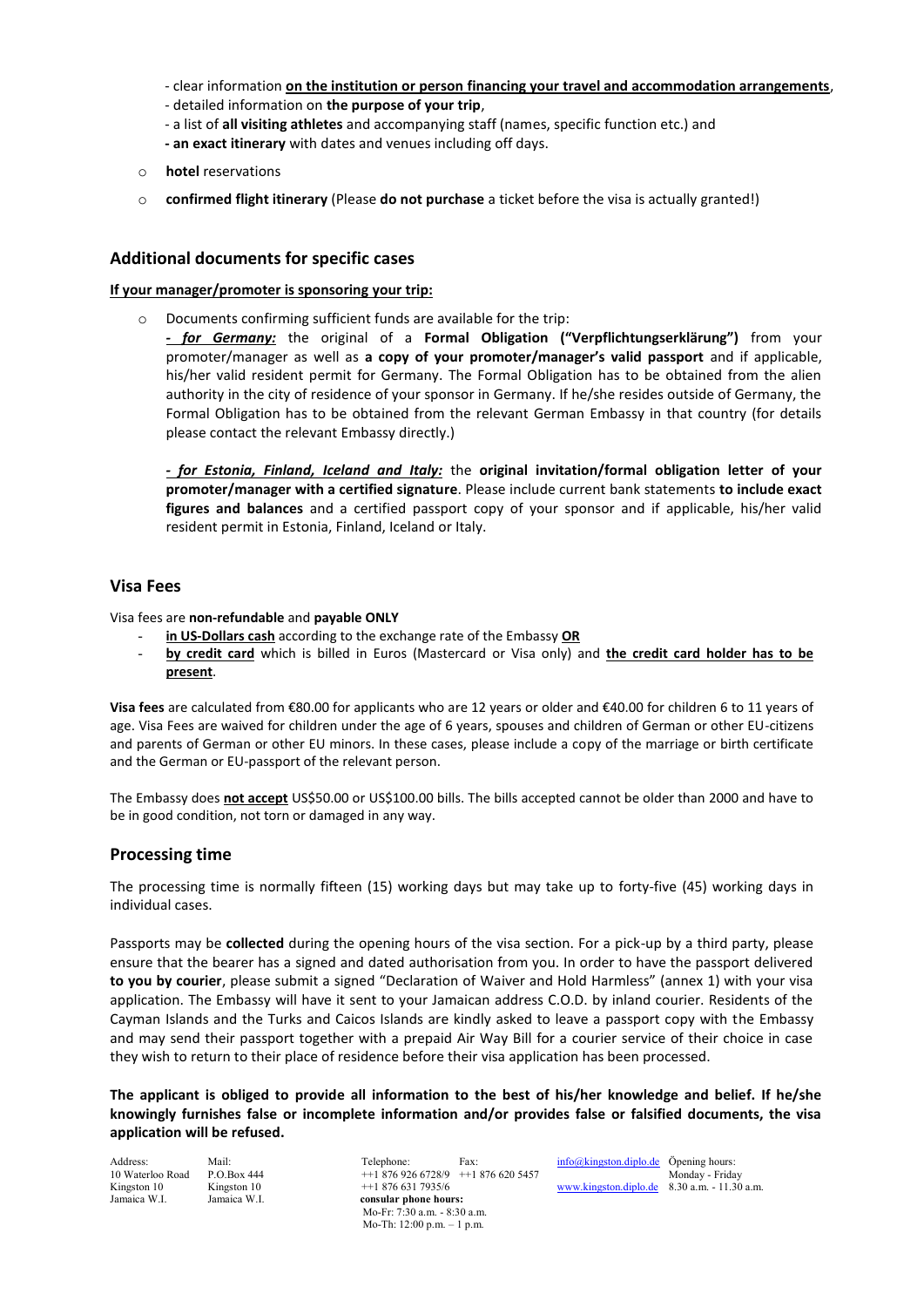- clear information **on the institution or person financing your travel and accommodation arrangements**,
- detailed information on **the purpose of your trip**,
- a list of **all visiting athletes** and accompanying staff (names, specific function etc.) and
- **an exact itinerary** with dates and venues including off days.

- **hotel** reservations
- **confirmed flight itinerary** (Please **do not purchase** a ticket before the visa is actually granted!)

## Additional documents for specific cases

**If your manager/promoter is sponsoring your trip:**

- Documents confirming sufficient funds are available for the trip:

  ***- for Germany:*** the original of a **Formal Obligation ("Verpflichtungserklärung")** from your promoter/manager as well as **a copy of your promoter/manager's valid passport** and if applicable, his/her valid resident permit for Germany. The Formal Obligation has to be obtained from the alien authority in the city of residence of your sponsor in Germany. If he/she resides outside of Germany, the Formal Obligation has to be obtained from the relevant German Embassy in that country (for details please contact the relevant Embassy directly.)

  ***- for Estonia, Finland, Iceland and Italy:*** the **original invitation/formal obligation letter of your promoter/manager with a certified signature**. Please include current bank statements **to include exact figures and balances** and a certified passport copy of your sponsor and if applicable, his/her valid resident permit in Estonia, Finland, Iceland or Italy.

## Visa Fees

Visa fees are **non-refundable** and **payable ONLY**

- **in US-Dollars cash** according to the exchange rate of the Embassy **OR**
- **by credit card** which is billed in Euros (Mastercard or Visa only) and **the credit card holder has to be present**.

**Visa fees** are calculated from €80.00 for applicants who are 12 years or older and €40.00 for children 6 to 11 years of age. Visa Fees are waived for children under the age of 6 years, spouses and children of German or other EU-citizens and parents of German or other EU minors. In these cases, please include a copy of the marriage or birth certificate and the German or EU-passport of the relevant person.

The Embassy does **not accept** US$50.00 or US$100.00 bills. The bills accepted cannot be older than 2000 and have to be in good condition, not torn or damaged in any way.

## Processing time

The processing time is normally fifteen (15) working days but may take up to forty-five (45) working days in individual cases.

Passports may be **collected** during the opening hours of the visa section. For a pick-up by a third party, please ensure that the bearer has a signed and dated authorisation from you. In order to have the passport delivered **to you by courier**, please submit a signed "Declaration of Waiver and Hold Harmless" (annex 1) with your visa application. The Embassy will have it sent to your Jamaican address C.O.D. by inland courier. Residents of the Cayman Islands and the Turks and Caicos Islands are kindly asked to leave a passport copy with the Embassy and may send their passport together with a prepaid Air Way Bill for a courier service of their choice in case they wish to return to their place of residence before their visa application has been processed.

**The applicant is obliged to provide all information to the best of his/her knowledge and belief. If he/she knowingly furnishes false or incomplete information and/or provides false or falsified documents, the visa application will be refused.**

Address: 10 Waterloo Road, Kingston 10, Jamaica W.I.
Mail: P.O.Box 444, Kingston 10, Jamaica W.I.
Telephone: ++1 876 926 6728/9, ++1 876 631 7935/6
Fax: ++1 876 620 5457
consular phone hours: Mo-Fr: 7:30 a.m. - 8:30 a.m., Mo-Th: 12:00 p.m. – 1 p.m.
info@kingston.diplo.de
www.kingston.diplo.de
Opening hours: Monday - Friday 8.30 a.m. - 11.30 a.m.